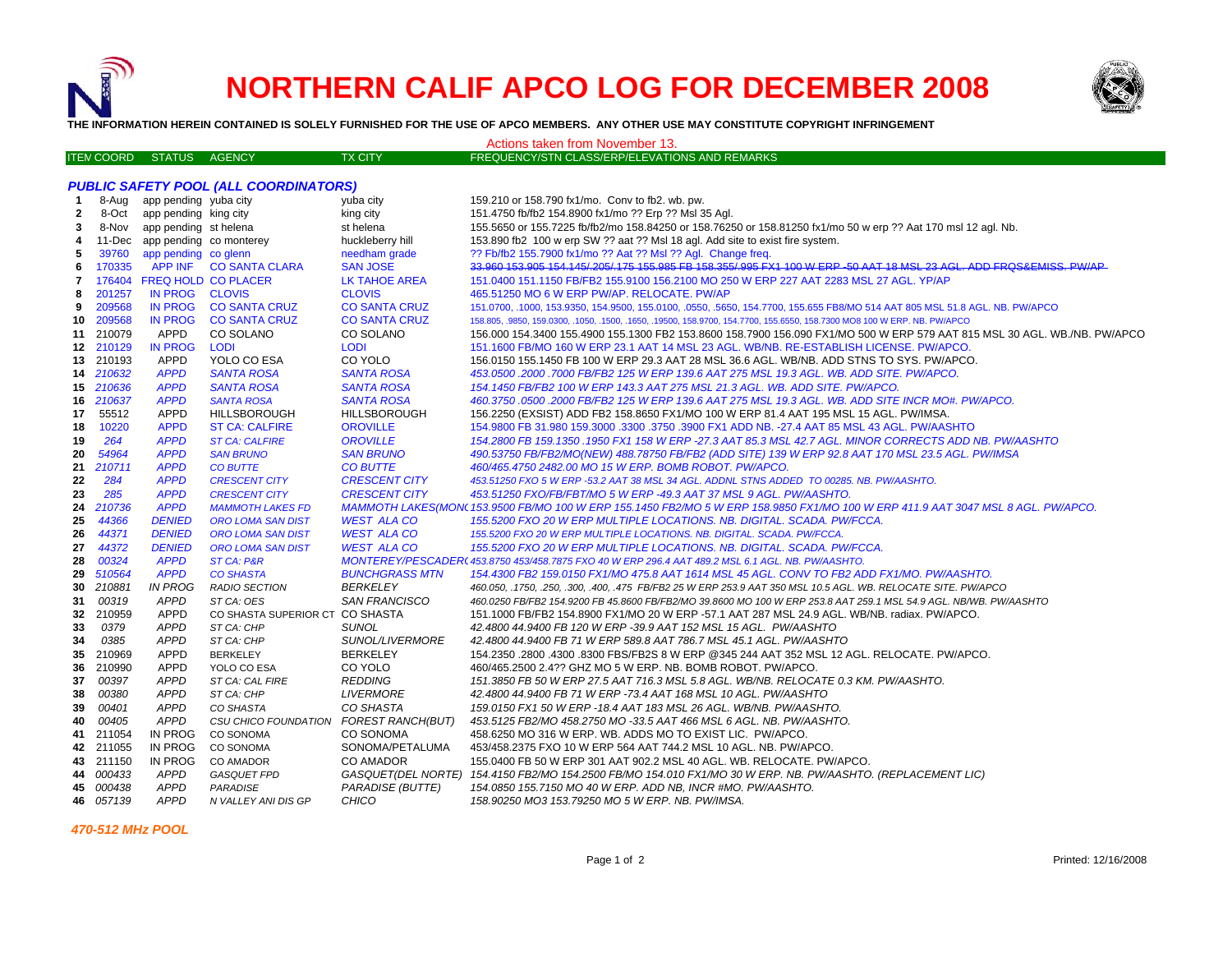# NORTHERN CALIF APCO LOG FOR DECEMBER 2008

**THE INFORMATION HEREIN CONTAINED IS SOLELY FURNISHED FOR THE USE OF APCO MEMBERS. ANY OTHER USE MAY CONSTITUTE COPYRIGHT INFRINGEMENT**

Actions taken from November 13.

| ITEM | COORD | STATUS | AGENCY | TX CITY | FREQUENCY/STN CLASS/ERP/ELEVATIONS AND REMARKS |
|---|---|---|---|---|---|
| | | | ***PUBLIC SAFETY POOL (ALL COORDINATORS)*** | | |
| 1 | 8-Aug | app pending | yuba city | yuba city | 159.210 or 158.790 fx1/mo. Conv to fb2. wb. pw. |
| 2 | 8-Oct | app pending | king city | king city | 151.4750 fb/fb2 154.8900 fx1/mo ?? Erp ?? Msl 35 Agl. |
| 3 | 8-Nov | app pending | st helena | st helena | 155.5650 or 155.7225 fb/fb2/mo 158.84250 or 158.76250 or 158.81250 fx1/mo 50 w erp ?? Aat 170 msl 12 agl. Nb. |
| 4 | 11-Dec | app pending | co monterey | huckleberry hill | 153.890 fb2 100 w erp SW ?? aat ?? Msl 18 agl. Add site to exist fire system. |
| 5 | 39760 | app pending | co glenn | needham grade | ?? Fb/fb2 155.7900 fx1/mo ?? Aat ?? Msl ?? Agl. Change freq. |
| 6 | 170335 | APP INF | CO SANTA CLARA | SAN JOSE | ~~33.960 153.905 154.145/.205/.175 155.985 FB 158.355/.995 FX1 100 W ERP -50 AAT 18 MSL 23 AGL. ADD FRQS&EMISS. PW/AP~~ |
| 7 | 176404 | FREQ HOLD | CO PLACER | LK TAHOE AREA | 151.0400 151.1150 FB/FB2 155.9100 156.2100 MO 250 W ERP 227 AAT 2283 MSL 27 AGL. YP/AP |
| 8 | 201257 | IN PROG | CLOVIS | CLOVIS | 465.51250 MO 6 W ERP PW/AP. RELOCATE. PW/AP |
| 9 | 209568 | IN PROG | CO SANTA CRUZ | CO SANTA CRUZ | 151.0700, .1000, 153.9350, 154.9500, 155.0100, .0550, .5650, 154.7700, 155.655 FB8/MO 514 AAT 805 MSL 51.8 AGL. NB. PW/APCO |
| 10 | 209568 | IN PROG | CO SANTA CRUZ | CO SANTA CRUZ | 158.805, .9850, 159.0300, .1050, .1500, .1650, .19500, 158.9700, 154.7700, 155.6550, 158.7300 MO8 100 W ERP. NB. PW/APCO |
| 11 | 210079 | APPD | CO SOLANO | CO SOLANO | 156.000 154.3400 155.4900 155.1300 FB2 153.8600 158.7900 156.090 FX1/MO 500 W ERP 579 AAT 815 MSL 30 AGL. WB./NB. PW/APCO |
| 12 | 210129 | IN PROG | LODI | LODI | 151.1600 FB/MO 160 W ERP 23.1 AAT 14 MSL 23 AGL. WB/NB. RE-ESTABLISH LICENSE. PW/APCO. |
| 13 | 210193 | APPD | YOLO CO ESA | CO YOLO | 156.0150 155.1450 FB 100 W ERP 29.3 AAT 28 MSL 36.6 AGL. WB/NB. ADD STNS TO SYS. PW/APCO. |
| 14 | *210632* | *APPD* | *SANTA ROSA* | *SANTA ROSA* | *453.0500 .2000 .7000 FB/FB2 125 W ERP 139.6 AAT 275 MSL 19.3 AGL. WB. ADD SITE. PW/APCO.* |
| 15 | *210636* | *APPD* | *SANTA ROSA* | *SANTA ROSA* | *154.1450 FB/FB2 100 W ERP 143.3 AAT 275 MSL 21.3 AGL. WB. ADD SITE. PW/APCO.* |
| 16 | *210637* | *APPD* | *SANTA ROSA* | *SANTA ROSA* | *460.3750 .0500 .2000 FB/FB2 125 W ERP 139.6 AAT 275 MSL 19.3 AGL. WB. ADD SITE INCR MO#. PW/APCO.* |
| 17 | 55512 | APPD | HILLSBOROUGH | HILLSBOROUGH | 156.2250 (EXSIST) ADD FB2 158.8650 FX1/MO 100 W ERP 81.4 AAT 195 MSL 15 AGL. PW/IMSA. |
| 18 | 10220 | APPD | ST CA: CALFIRE | OROVILLE | 154.9800 FB 31.980 159.3000 .3300 .3750 .3900 FX1 ADD NB. -27.4 AAT 85 MSL 43 AGL. PW/AASHTO |
| 19 | *264* | *APPD* | *ST CA: CALFIRE* | *OROVILLE* | *154.2800 FB 159.1350 .1950 FX1 158 W ERP -27.3 AAT 85.3 MSL 42.7 AGL. MINOR CORRECTS ADD NB. PW/AASHTO* |
| 20 | *54964* | *APPD* | *SAN BRUNO* | *SAN BRUNO* | *490.53750 FB/FB2/MO(NEW) 488.78750 FB/FB2 (ADD SITE) 139 W ERP 92.8 AAT 170 MSL 23.5 AGL. PW/IMSA* |
| 21 | *210711* | *APPD* | *CO BUTTE* | *CO BUTTE* | *460/465.4750 2482.00 MO 15 W ERP. BOMB ROBOT. PW/APCO.* |
| 22 | *284* | *APPD* | *CRESCENT CITY* | *CRESCENT CITY* | *453.51250 FXO 5 W ERP -53.2 AAT 38 MSL 34 AGL. ADDNL STNS ADDED TO 00285. NB. PW/AASHTO.* |
| 23 | *285* | *APPD* | *CRESCENT CITY* | *CRESCENT CITY* | *453.51250 FXO/FB/FBT/MO 5 W ERP -49.3 AAT 37 MSL 9 AGL. PW/AASHTO.* |
| 24 | *210736* | *APPD* | *MAMMOTH LAKES FD* | *MAMMOTH LAKES(MONO)* | *153.9500 FB/MO 100 W ERP 155.1450 FB2/MO 5 W ERP 158.9850 FX1/MO 100 W ERP 411.9 AAT 3047 MSL 8 AGL. PW/APCO.* |
| 25 | *44366* | *DENIED* | *ORO LOMA SAN DIST* | *WEST ALA CO* | *155.5200 FXO 20 W ERP MULTIPLE LOCATIONS. NB. DIGITAL. SCADA. PW/FCCA.* |
| 26 | *44371* | *DENIED* | *ORO LOMA SAN DIST* | *WEST ALA CO* | *155.5200 FXO 20 W ERP MULTIPLE LOCATIONS. NB. DIGITAL. SCADA. PW/FCCA.* |
| 27 | *44372* | *DENIED* | *ORO LOMA SAN DIST* | *WEST ALA CO* | *155.5200 FXO 20 W ERP MULTIPLE LOCATIONS. NB. DIGITAL. SCADA. PW/FCCA.* |
| 28 | *00324* | *APPD* | *ST CA: P&R* | *MONTEREY/PESCADERO* | *453.8750 453/458.7875 FXO 40 W ERP 296.4 AAT 489.2 MSL 6.1 AGL. NB. PW/AASHTO.* |
| 29 | *510564* | *APPD* | *CO SHASTA* | *BUNCHGRASS MTN* | *154.4300 FB2 159.0150 FX1/MO 475.8 AAT 1614 MSL 45 AGL. CONV TO FB2 ADD FX1/MO. PW/AASHTO.* |
| 30 | *210881* | *IN PROG* | *RADIO SECTION* | *BERKELEY* | *460.050, .1750, .250, .300, .400, .475 FB/FB2 25 W ERP 253.9 AAT 350 MSL 10.5 AGL. WB. RELOCATE SITE. PW/APCO* |
| 31 | *00319* | *APPD* | *ST CA: OES* | *SAN FRANCISCO* | *460.0250 FB/FB2 154.9200 FB 45.8600 FB/FB2/MO 39.8600 MO 100 W ERP 253.8 AAT 259.1 MSL 54.9 AGL. NB/WB. PW/AASHTO* |
| 32 | 210959 | APPD | CO SHASTA SUPERIOR CT | CO SHASTA | 151.1000 FB/FB2 154.8900 FX1/MO 20 W ERP -57.1 AAT 287 MSL 24.9 AGL. WB/NB. radiax. PW/APCO. |
| 33 | *0379* | *APPD* | *ST CA: CHP* | *SUNOL* | *42.4800 44.9400 FB 120 W ERP -39.9 AAT 152 MSL 15 AGL. PW/AASHTO* |
| 34 | *0385* | *APPD* | *ST CA: CHP* | *SUNOL/LIVERMORE* | *42.4800 44.9400 FB 71 W ERP 589.8 AAT 786.7 MSL 45.1 AGL. PW/AASHTO* |
| 35 | 210969 | APPD | BERKELEY | BERKELEY | 154.2350 .2800 .4300 .8300 FBS/FB2S 8 W ERP @345 244 AAT 352 MSL 12 AGL. RELOCATE. PW/APCO. |
| 36 | 210990 | APPD | YOLO CO ESA | CO YOLO | 460/465.2500 2.4?? GHZ MO 5 W ERP. NB. BOMB ROBOT. PW/APCO. |
| 37 | *00397* | *APPD* | *ST CA: CAL FIRE* | *REDDING* | *151.3850 FB 50 W ERP 27.5 AAT 716.3 MSL 5.8 AGL. WB/NB. RELOCATE 0.3 KM. PW/AASHTO.* |
| 38 | *00380* | *APPD* | *ST CA: CHP* | *LIVERMORE* | *42.4800 44.9400 FB 71 W ERP -73.4 AAT 168 MSL 10 AGL. PW/AASHTO* |
| 39 | *00401* | *APPD* | *CO SHASTA* | *CO SHASTA* | *159.0150 FX1 50 W ERP -18.4 AAT 183 MSL 26 AGL. WB/NB. PW/AASHTO.* |
| 40 | *00405* | *APPD* | *CSU CHICO FOUNDATION* | *FOREST RANCH(BUT)* | *453.5125 FB2/MO 458.2750 MO -33.5 AAT 466 MSL 6 AGL. NB. PW/AASHTO.* |
| 41 | 211054 | IN PROG | CO SONOMA | CO SONOMA | 458.6250 MO 316 W ERP. WB. ADDS MO TO EXIST LIC. PW/APCO. |
| 42 | 211055 | IN PROG | CO SONOMA | SONOMA/PETALUMA | 453/458.2375 FXO 10 W ERP 564 AAT 744.2 MSL 10 AGL. NB. PW/APCO. |
| 43 | 211150 | IN PROG | CO AMADOR | CO AMADOR | 155.0400 FB 50 W ERP 301 AAT 902.2 MSL 40 AGL. WB. RELOCATE. PW/APCO. |
| 44 | *000433* | *APPD* | *GASQUET FPD* | *GASQUET(DEL NORTE)* | *154.4150 FB2/MO 154.2500 FB/MO 154.010 FX1/MO 30 W ERP. NB. PW/AASHTO. (REPLACEMENT LIC)* |
| 45 | *000438* | *APPD* | *PARADISE* | *PARADISE (BUTTE)* | *154.0850 155.7150 MO 40 W ERP. ADD NB, INCR #MO. PW/AASHTO.* |
| 46 | *057139* | *APPD* | *N VALLEY ANI DIS GP* | *CHICO* | *158.90250 MO3 153.79250 MO 5 W ERP. NB. PW/IMSA.* |

***470-512 MHz POOL***

Printed: 12/16/2008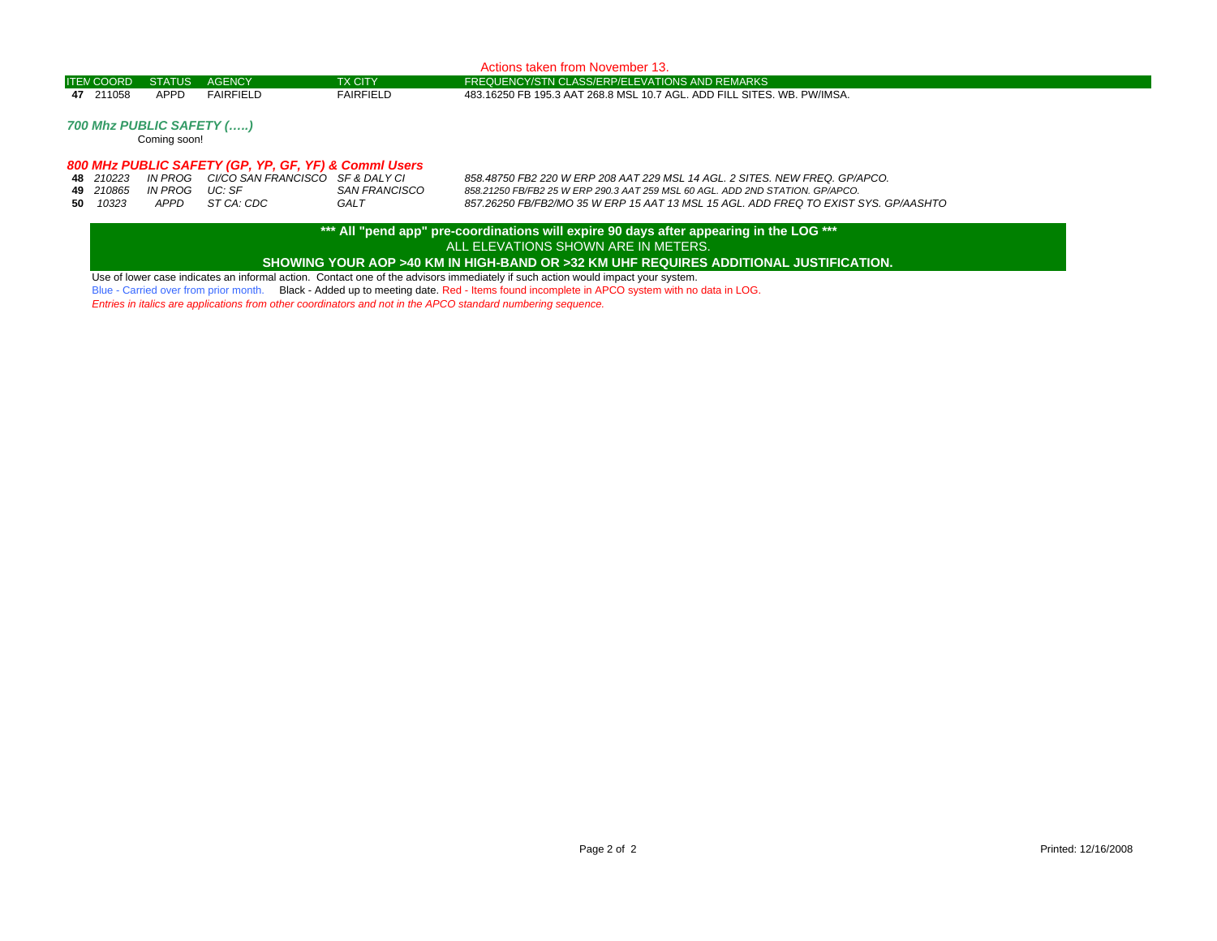Actions taken from November 13.

| ITEM | COORD | STATUS | AGENCY | TX CITY | FREQUENCY/STN CLASS/ERP/ELEVATIONS AND REMARKS |
|---|---|---|---|---|---|
| **47** | 211058 | APPD | FAIRFIELD | FAIRFIELD | 483.16250 FB 195.3 AAT 268.8 MSL 10.7 AGL. ADD FILL SITES. WB. PW/IMSA. |

### *700 Mhz PUBLIC SAFETY (…..)*

Coming soon!

### *800 MHz PUBLIC SAFETY (GP, YP, GF, YF) & Comml Users*

| | | | | | |
|---|---|---|---|---|---|
| **48** | *210223* | *IN PROG* | *CI/CO SAN FRANCISCO* | *SF & DALY CI* | *858.48750 FB2 220 W ERP 208 AAT 229 MSL 14 AGL. 2 SITES. NEW FREQ. GP/APCO.* |
| **49** | *210865* | *IN PROG* | *UC: SF* | *SAN FRANCISCO* | *858.21250 FB/FB2 25 W ERP 290.3 AAT 259 MSL 60 AGL. ADD 2ND STATION. GP/APCO.* |
| **50** | *10323* | *APPD* | *ST CA: CDC* | *GALT* | *857.26250 FB/FB2/MO 35 W ERP 15 AAT 13 MSL 15 AGL. ADD FREQ TO EXIST SYS. GP/AASHTO* |

**\*\*\* All "pend app" pre-coordinations will expire 90 days after appearing in the LOG \*\*\***

ALL ELEVATIONS SHOWN ARE IN METERS.

**SHOWING YOUR AOP >40 KM IN HIGH-BAND OR >32 KM UHF REQUIRES ADDITIONAL JUSTIFICATION.**

Use of lower case indicates an informal action. Contact one of the advisors immediately if such action would impact your system.

Blue - Carried over from prior month. Black - Added up to meeting date. Red - Items found incomplete in APCO system with no data in LOG.

*Entries in italics are applications from other coordinators and not in the APCO standard numbering sequence.*

Printed: 12/16/2008